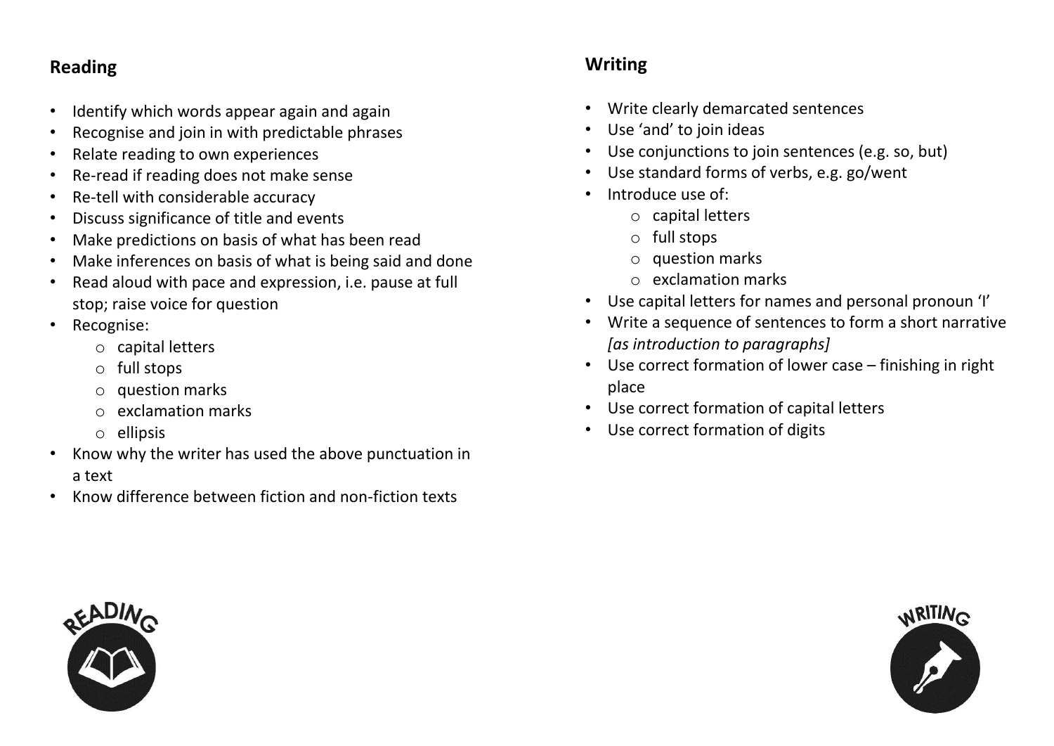## Reading

- Identify which words appear again and again
- Recognise and join in with predictable phrases
- Relate reading to own experiences
- Re-read if reading does not make sense
- Re-tell with considerable accuracy
- Discuss significance of title and events
- Make predictions on basis of what has been read
- Make inferences on basis of what is being said and done
- Read aloud with pace and expression, i.e. pause at full stop; raise voice for question
- Recognise:
  - capital letters
  - full stops
  - question marks
  - exclamation marks
  - ellipsis
- Know why the writer has used the above punctuation in a text
- Know difference between fiction and non-fiction texts

## Writing

- Write clearly demarcated sentences
- Use 'and' to join ideas
- Use conjunctions to join sentences (e.g. so, but)
- Use standard forms of verbs, e.g. go/went
- Introduce use of:
  - capital letters
  - full stops
  - question marks
  - exclamation marks
- Use capital letters for names and personal pronoun 'I'
- Write a sequence of sentences to form a short narrative *[as introduction to paragraphs]*
- Use correct formation of lower case – finishing in right place
- Use correct formation of capital letters
- Use correct formation of digits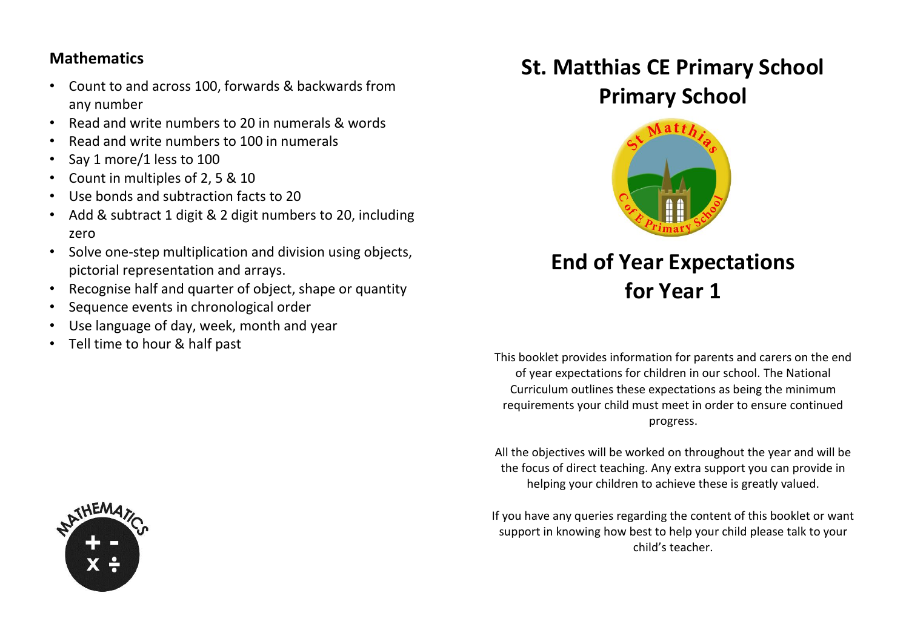## Mathematics

- Count to and across 100, forwards & backwards from any number
- Read and write numbers to 20 in numerals & words
- Read and write numbers to 100 in numerals
- Say 1 more/1 less to 100
- Count in multiples of 2, 5 & 10
- Use bonds and subtraction facts to 20
- Add & subtract 1 digit & 2 digit numbers to 20, including zero
- Solve one-step multiplication and division using objects, pictorial representation and arrays.
- Recognise half and quarter of object, shape or quantity
- Sequence events in chronological order
- Use language of day, week, month and year
- Tell time to hour & half past

# St. Matthias CE Primary School Primary School

# End of Year Expectations for Year 1

This booklet provides information for parents and carers on the end of year expectations for children in our school. The National Curriculum outlines these expectations as being the minimum requirements your child must meet in order to ensure continued progress.

All the objectives will be worked on throughout the year and will be the focus of direct teaching. Any extra support you can provide in helping your children to achieve these is greatly valued.

If you have any queries regarding the content of this booklet or want support in knowing how best to help your child please talk to your child's teacher.